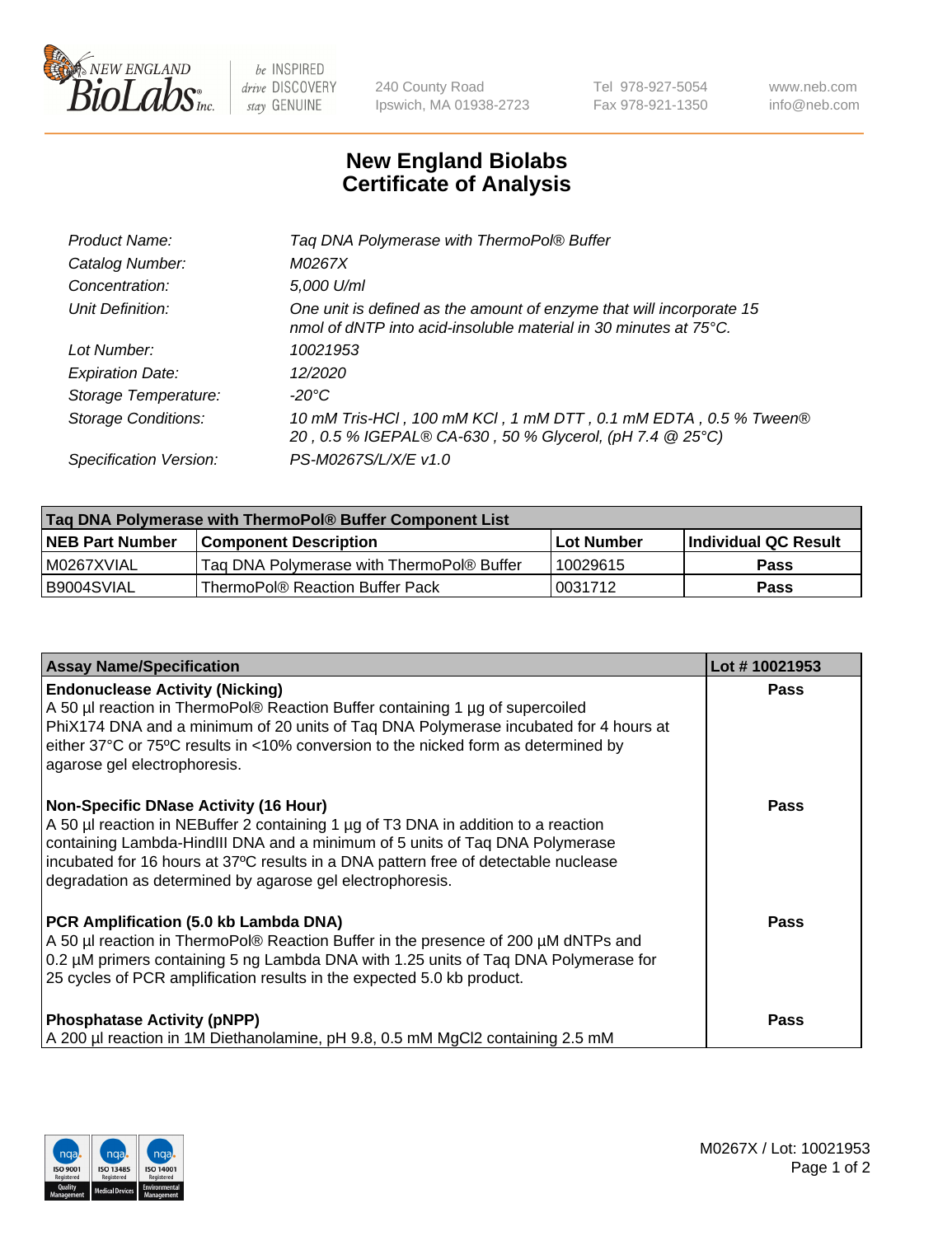# New England Biolabs Certificate of Analysis

| | |
|---|---|
| *Product Name:* | *Taq DNA Polymerase with ThermoPol® Buffer* |
| *Catalog Number:* | *M0267X* |
| *Concentration:* | *5,000 U/ml* |
| *Unit Definition:* | *One unit is defined as the amount of enzyme that will incorporate 15 nmol of dNTP into acid-insoluble material in 30 minutes at 75°C.* |
| *Lot Number:* | *10021953* |
| *Expiration Date:* | *12/2020* |
| *Storage Temperature:* | *-20°C* |
| *Storage Conditions:* | *10 mM Tris-HCl , 100 mM KCl , 1 mM DTT , 0.1 mM EDTA , 0.5 % Tween® 20 , 0.5 % IGEPAL® CA-630 , 50 % Glycerol, (pH 7.4 @ 25°C)* |
| *Specification Version:* | *PS-M0267S/L/X/E v1.0* |

| Taq DNA Polymerase with ThermoPol® Buffer Component List | | | |
|---|---|---|---|
| **NEB Part Number** | **Component Description** | **Lot Number** | **Individual QC Result** |
| M0267XVIAL | Taq DNA Polymerase with ThermoPol® Buffer | 10029615 | **Pass** |
| B9004SVIAL | ThermoPol® Reaction Buffer Pack | 0031712 | **Pass** |

| Assay Name/Specification | Lot # 10021953 |
|---|---|
| **Endonuclease Activity (Nicking)** A 50 µl reaction in ThermoPol® Reaction Buffer containing 1 µg of supercoiled PhiX174 DNA and a minimum of 20 units of Taq DNA Polymerase incubated for 4 hours at either 37°C or 75ºC results in <10% conversion to the nicked form as determined by agarose gel electrophoresis. | **Pass** |
| **Non-Specific DNase Activity (16 Hour)** A 50 µl reaction in NEBuffer 2 containing 1 µg of T3 DNA in addition to a reaction containing Lambda-HindIII DNA and a minimum of 5 units of Taq DNA Polymerase incubated for 16 hours at 37ºC results in a DNA pattern free of detectable nuclease degradation as determined by agarose gel electrophoresis. | **Pass** |
| **PCR Amplification (5.0 kb Lambda DNA)** A 50 µl reaction in ThermoPol® Reaction Buffer in the presence of 200 µM dNTPs and 0.2 µM primers containing 5 ng Lambda DNA with 1.25 units of Taq DNA Polymerase for 25 cycles of PCR amplification results in the expected 5.0 kb product. | **Pass** |
| **Phosphatase Activity (pNPP)** A 200 µl reaction in 1M Diethanolamine, pH 9.8, 0.5 mM $MgCl_2$ containing 2.5 mM | **Pass** |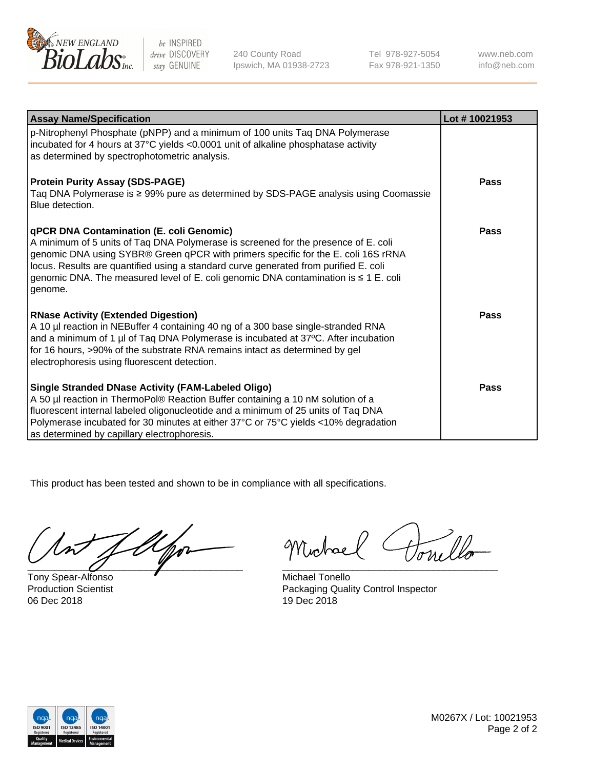| Assay Name/Specification | Lot # 10021953 |
|---|---|
| p-Nitrophenyl Phosphate (pNPP) and a minimum of 100 units Taq DNA Polymerase incubated for 4 hours at 37°C yields <0.0001 unit of alkaline phosphatase activity as determined by spectrophotometric analysis. | |
| **Protein Purity Assay (SDS-PAGE)**<br>Taq DNA Polymerase is ≥ 99% pure as determined by SDS-PAGE analysis using Coomassie Blue detection. | Pass |
| **qPCR DNA Contamination (E. coli Genomic)**<br>A minimum of 5 units of Taq DNA Polymerase is screened for the presence of E. coli genomic DNA using SYBR® Green qPCR with primers specific for the E. coli 16S rRNA locus. Results are quantified using a standard curve generated from purified E. coli genomic DNA. The measured level of E. coli genomic DNA contamination is ≤ 1 E. coli genome. | Pass |
| **RNase Activity (Extended Digestion)**<br>A 10 µl reaction in NEBuffer 4 containing 40 ng of a 300 base single-stranded RNA and a minimum of 1 µl of Taq DNA Polymerase is incubated at 37ºC. After incubation for 16 hours, >90% of the substrate RNA remains intact as determined by gel electrophoresis using fluorescent detection. | Pass |
| **Single Stranded DNase Activity (FAM-Labeled Oligo)**<br>A 50 µl reaction in ThermoPol® Reaction Buffer containing a 10 nM solution of a fluorescent internal labeled oligonucleotide and a minimum of 25 units of Taq DNA Polymerase incubated for 30 minutes at either 37°C or 75°C yields <10% degradation as determined by capillary electrophoresis. | Pass |

This product has been tested and shown to be in compliance with all specifications.

Tony Spear-Alfonso
Production Scientist
06 Dec 2018

Michael Tonello
Packaging Quality Control Inspector
19 Dec 2018

M0267X / Lot: 10021953